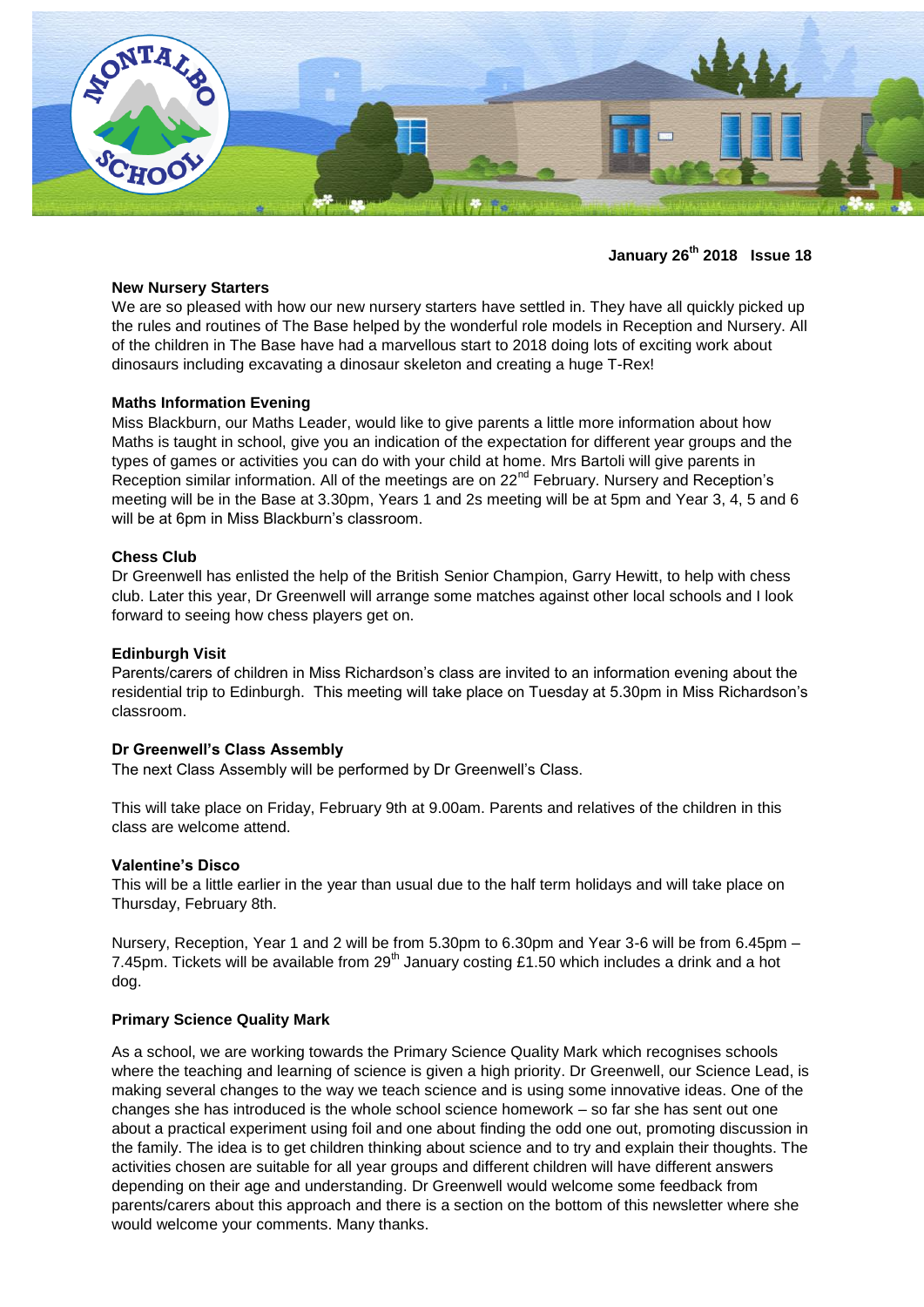**January 26th 2018 Issue 18**

## New Nursery Starters

We are so pleased with how our new nursery starters have settled in. They have all quickly picked up the rules and routines of The Base helped by the wonderful role models in Reception and Nursery. All of the children in The Base have had a marvellous start to 2018 doing lots of exciting work about dinosaurs including excavating a dinosaur skeleton and creating a huge T-Rex!

## Maths Information Evening

Miss Blackburn, our Maths Leader, would like to give parents a little more information about how Maths is taught in school, give you an indication of the expectation for different year groups and the types of games or activities you can do with your child at home. Mrs Bartoli will give parents in Reception similar information. All of the meetings are on 22nd February. Nursery and Reception's meeting will be in the Base at 3.30pm, Years 1 and 2s meeting will be at 5pm and Year 3, 4, 5 and 6 will be at 6pm in Miss Blackburn's classroom.

## Chess Club

Dr Greenwell has enlisted the help of the British Senior Champion, Garry Hewitt, to help with chess club. Later this year, Dr Greenwell will arrange some matches against other local schools and I look forward to seeing how chess players get on.

## Edinburgh Visit

Parents/carers of children in Miss Richardson's class are invited to an information evening about the residential trip to Edinburgh. This meeting will take place on Tuesday at 5.30pm in Miss Richardson's classroom.

## Dr Greenwell's Class Assembly

The next Class Assembly will be performed by Dr Greenwell's Class.

This will take place on Friday, February 9th at 9.00am. Parents and relatives of the children in this class are welcome attend.

## Valentine's Disco

This will be a little earlier in the year than usual due to the half term holidays and will take place on Thursday, February 8th.

Nursery, Reception, Year 1 and 2 will be from 5.30pm to 6.30pm and Year 3-6 will be from 6.45pm – 7.45pm. Tickets will be available from 29th January costing £1.50 which includes a drink and a hot dog.

## Primary Science Quality Mark

As a school, we are working towards the Primary Science Quality Mark which recognises schools where the teaching and learning of science is given a high priority. Dr Greenwell, our Science Lead, is making several changes to the way we teach science and is using some innovative ideas. One of the changes she has introduced is the whole school science homework – so far she has sent out one about a practical experiment using foil and one about finding the odd one out, promoting discussion in the family. The idea is to get children thinking about science and to try and explain their thoughts. The activities chosen are suitable for all year groups and different children will have different answers depending on their age and understanding. Dr Greenwell would welcome some feedback from parents/carers about this approach and there is a section on the bottom of this newsletter where she would welcome your comments. Many thanks.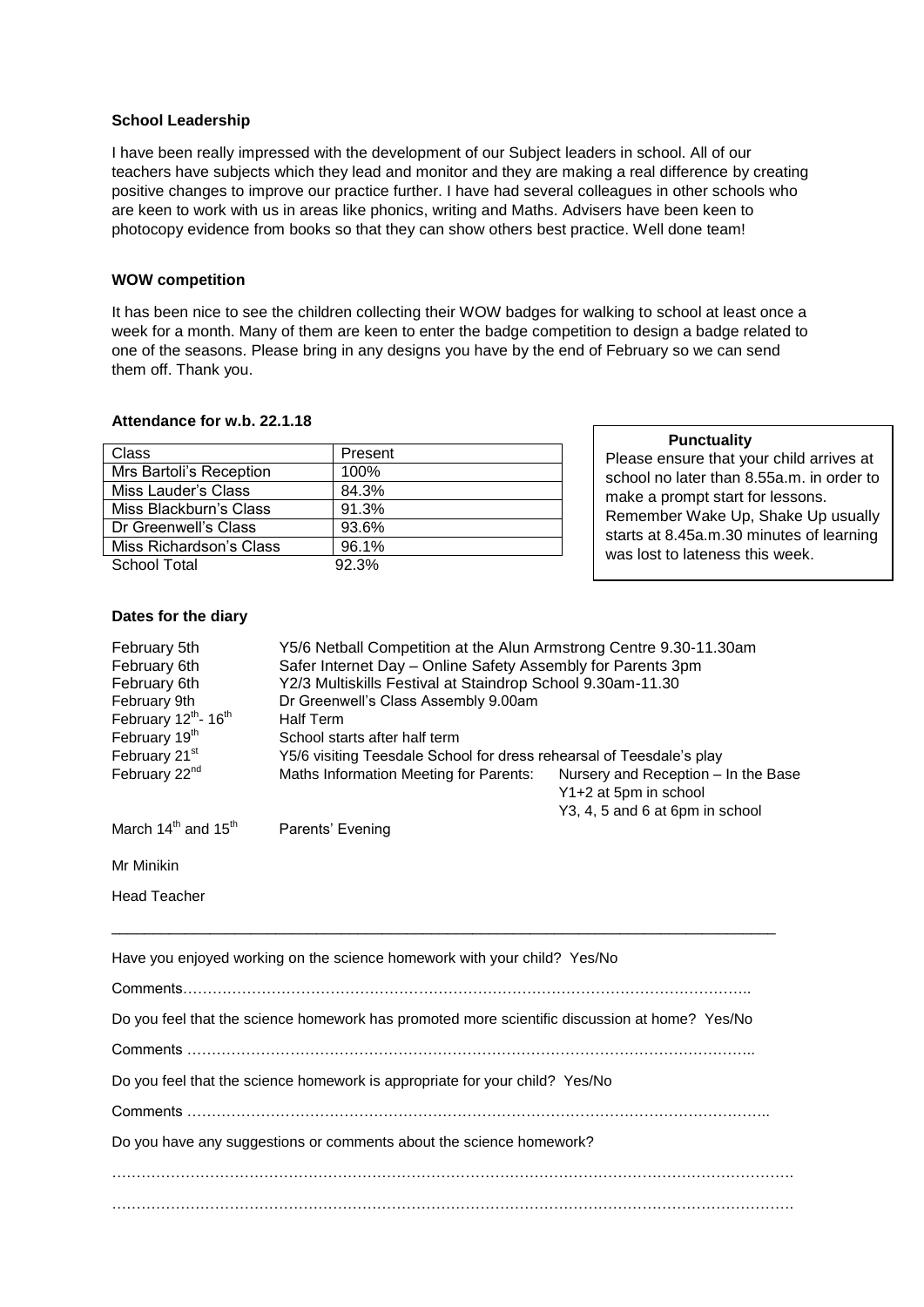### School Leadership

I have been really impressed with the development of our Subject leaders in school. All of our teachers have subjects which they lead and monitor and they are making a real difference by creating positive changes to improve our practice further. I have had several colleagues in other schools who are keen to work with us in areas like phonics, writing and Maths. Advisers have been keen to photocopy evidence from books so that they can show others best practice. Well done team!

### WOW competition

It has been nice to see the children collecting their WOW badges for walking to school at least once a week for a month. Many of them are keen to enter the badge competition to design a badge related to one of the seasons. Please bring in any designs you have by the end of February so we can send them off. Thank you.

### Attendance for w.b. 22.1.18

| Class | Present |
|---|---|
| Mrs Bartoli's Reception | 100% |
| Miss Lauder's Class | 84.3% |
| Miss Blackburn's Class | 91.3% |
| Dr Greenwell's Class | 93.6% |
| Miss Richardson's Class | 96.1% |
| School Total | 92.3% |

**Punctuality**

Please ensure that your child arrives at school no later than 8.55a.m. in order to make a prompt start for lessons. Remember Wake Up, Shake Up usually starts at 8.45a.m.30 minutes of learning was lost to lateness this week.

### Dates for the diary

| | | |
|---|---|---|
| February 5th | Y5/6 Netball Competition at the Alun Armstrong Centre 9.30-11.30am | |
| February 6th | Safer Internet Day – Online Safety Assembly for Parents 3pm | |
| February 6th | Y2/3 Multiskills Festival at Staindrop School 9.30am-11.30 | |
| February 9th | Dr Greenwell's Class Assembly 9.00am | |
| February 12th- 16th | Half Term | |
| February 19th | School starts after half term | |
| February 21st | Y5/6 visiting Teesdale School for dress rehearsal of Teesdale's play | |
| February 22nd | Maths Information Meeting for Parents: | Nursery and Reception – In the Base<br>Y1+2 at 5pm in school<br>Y3, 4, 5 and 6 at 6pm in school |
| March 14th and 15th | Parents' Evening | |

Mr Minikin

Head Teacher

---

Have you enjoyed working on the science homework with your child? Yes/No

Comments…………………………………………………………………………………………………..

Do you feel that the science homework has promoted more scientific discussion at home? Yes/No

Comments …………………………………………………………………………………………………..

Do you feel that the science homework is appropriate for your child? Yes/No

Comments ……………………………………………………………………………………………………..

Do you have any suggestions or comments about the science homework?

…………………………………………………………………………………………………………………….

…………………………………………………………………………………………………………………….